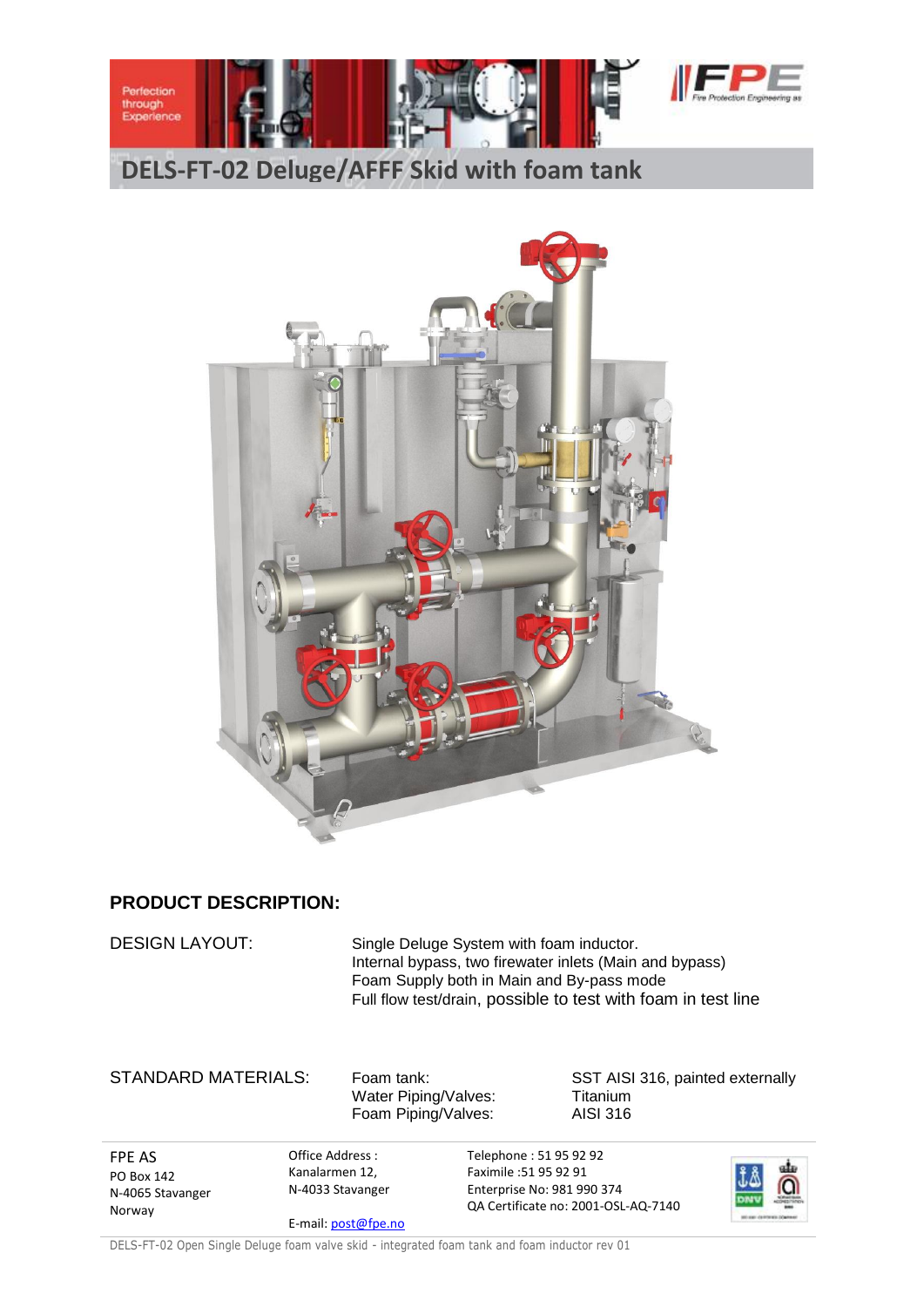# DELS-FT-02 Deluge/AFFF Skid with foam tank

## PRODUCT DESCRIPTION:

| | |
|---|---|
| DESIGN LAYOUT: | Single Deluge System with foam inductor.<br>Internal bypass, two firewater inlets (Main and bypass)<br>Foam Supply both in Main and By-pass mode<br>Full flow test/drain, possible to test with foam in test line |

| | | |
|---|---|---|
| STANDARD MATERIALS: | Foam tank: | SST AISI 316, painted externally |
| | Water Piping/Valves: | Titanium |
| | Foam Piping/Valves: | AISI 316 |

FPE AS
PO Box 142
N-4065 Stavanger
Norway

Office Address :
Kanalarmen 12,
N-4033 Stavanger

E-mail: post@fpe.no

Telephone : 51 95 92 92
Faximile :51 95 92 91
Enterprise No: 981 990 374
QA Certificate no: 2001-OSL-AQ-7140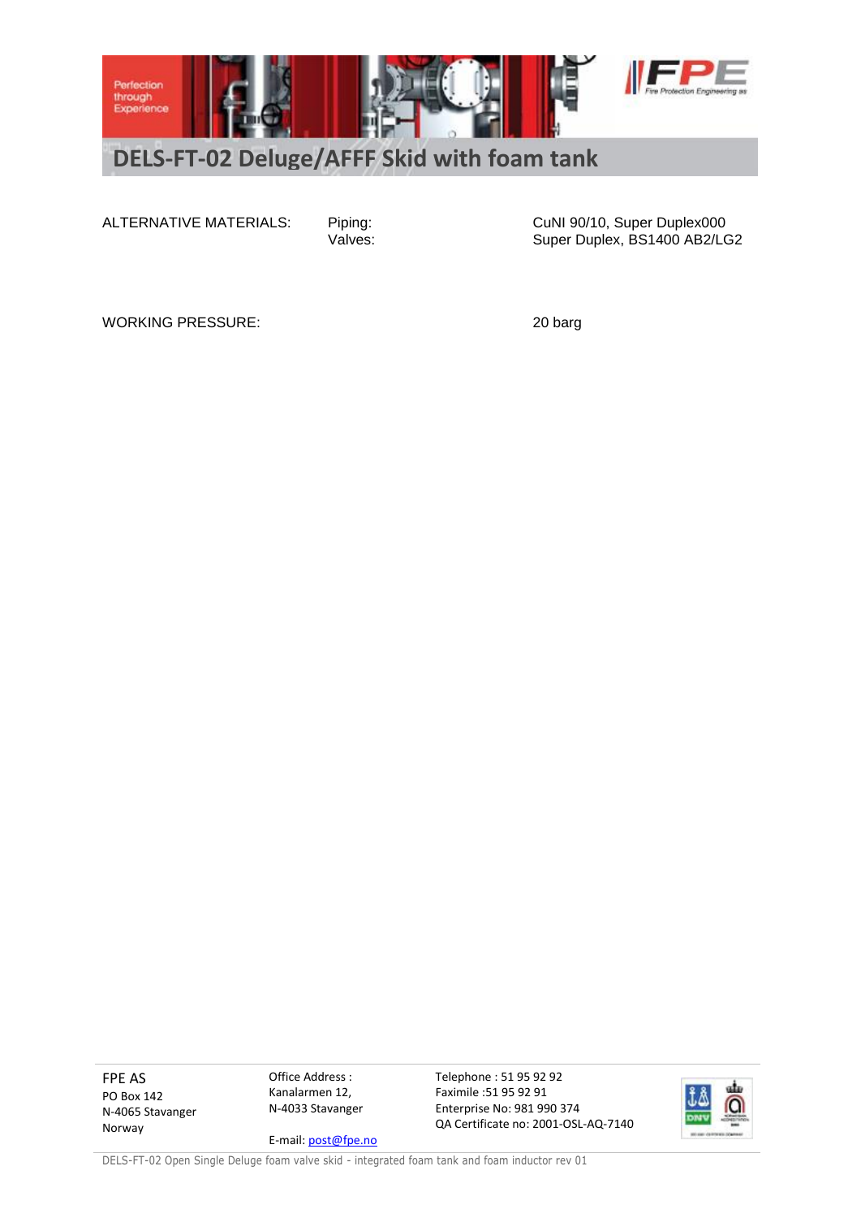# DELS-FT-02 Deluge/AFFF Skid with foam tank

| | | |
|---|---|---|
| ALTERNATIVE MATERIALS: | Piping: | CuNI 90/10, Super Duplex000 |
| | Valves: | Super Duplex, BS1400 AB2/LG2 |

| | |
|---|---|
| WORKING PRESSURE: | 20 barg |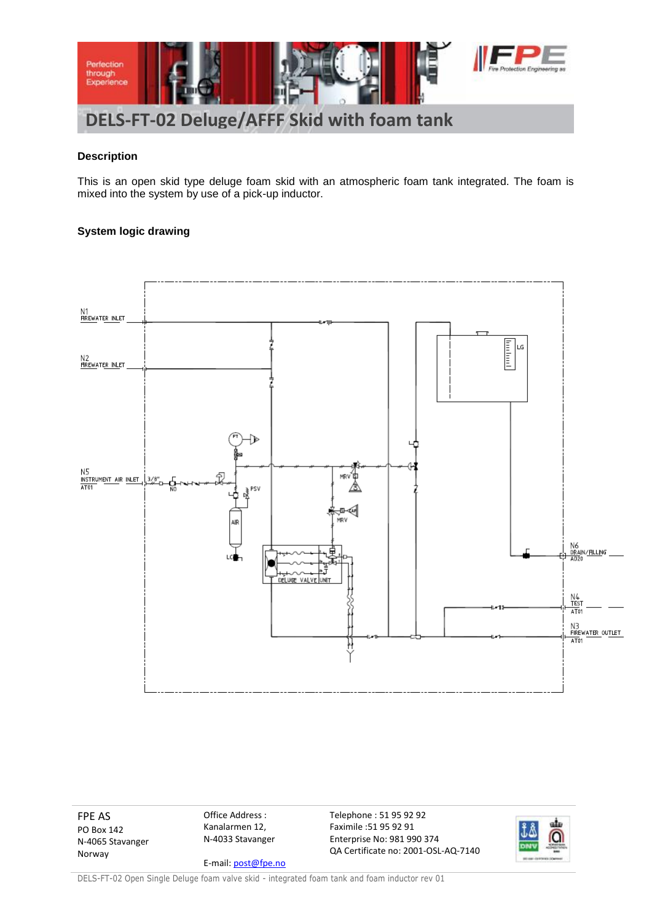# DELS-FT-02 Deluge/AFFF Skid with foam tank

### Description

This is an open skid type deluge foam skid with an atmospheric foam tank integrated. The foam is mixed into the system by use of a pick-up inductor.

### System logic drawing

N1
FIREWATER INLET

N2
FIREWATER INLET

N5
INSTRUMENT AIR INLET
AT01

3/8"

NO

FT

PSV

AIR

LC

MRV

MRV

DELUGE VALVE UNIT

LG

N6
DRAIN/FILLING
AD20

N4
TEST
AT01

N3
FIREWATER OUTLET
AT01